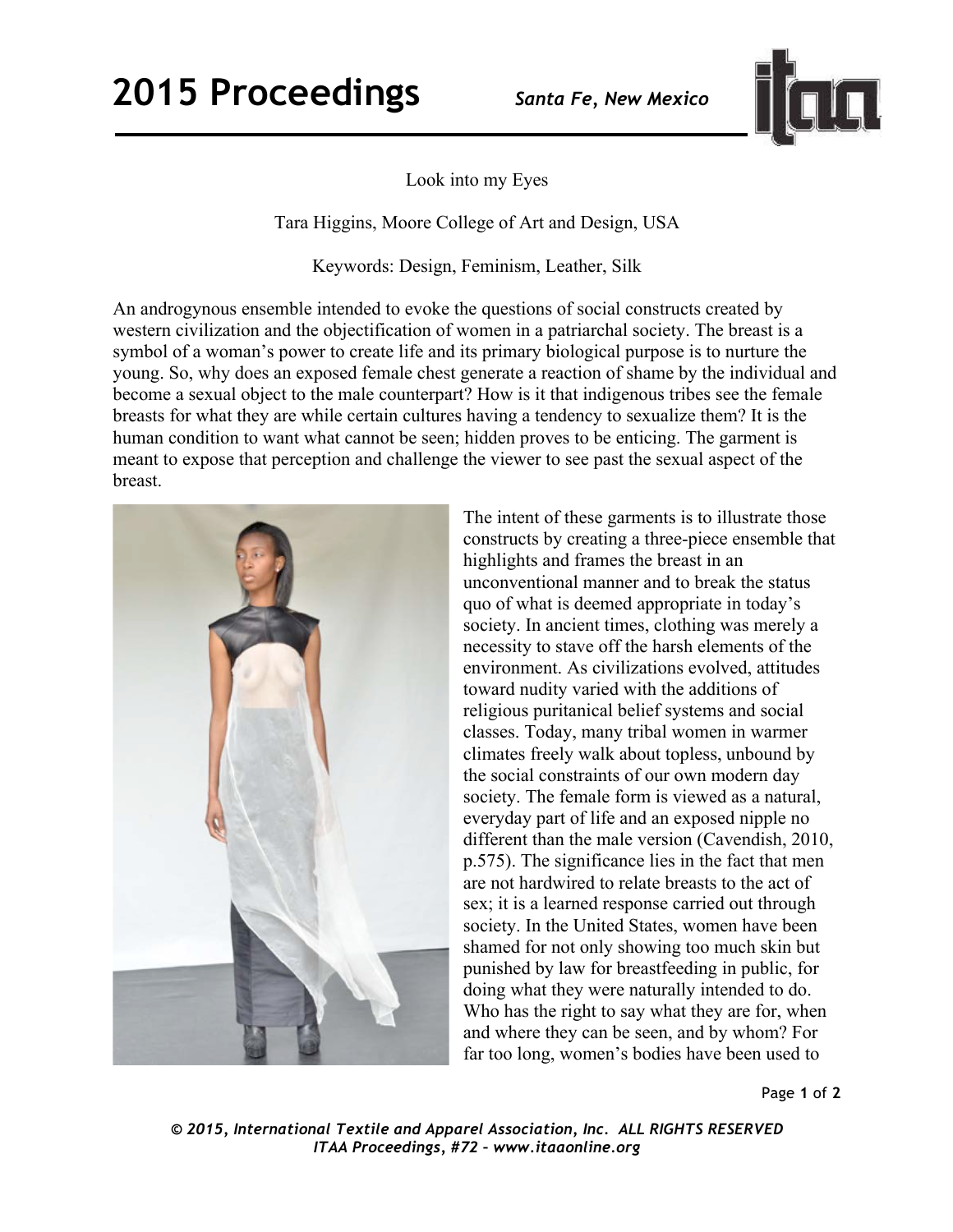# Look into my Eyes

Tara Higgins, Moore College of Art and Design, USA

Keywords: Design, Feminism, Leather, Silk

An androgynous ensemble intended to evoke the questions of social constructs created by western civilization and the objectification of women in a patriarchal society. The breast is a symbol of a woman's power to create life and its primary biological purpose is to nurture the young. So, why does an exposed female chest generate a reaction of shame by the individual and become a sexual object to the male counterpart? How is it that indigenous tribes see the female breasts for what they are while certain cultures having a tendency to sexualize them? It is the human condition to want what cannot be seen; hidden proves to be enticing. The garment is meant to expose that perception and challenge the viewer to see past the sexual aspect of the breast.

The intent of these garments is to illustrate those constructs by creating a three-piece ensemble that highlights and frames the breast in an unconventional manner and to break the status quo of what is deemed appropriate in today's society. In ancient times, clothing was merely a necessity to stave off the harsh elements of the environment. As civilizations evolved, attitudes toward nudity varied with the additions of religious puritanical belief systems and social classes. Today, many tribal women in warmer climates freely walk about topless, unbound by the social constraints of our own modern day society. The female form is viewed as a natural, everyday part of life and an exposed nipple no different than the male version (Cavendish, 2010, p.575). The significance lies in the fact that men are not hardwired to relate breasts to the act of sex; it is a learned response carried out through society. In the United States, women have been shamed for not only showing too much skin but punished by law for breastfeeding in public, for doing what they were naturally intended to do. Who has the right to say what they are for, when and where they can be seen, and by whom? For far too long, women's bodies have been used to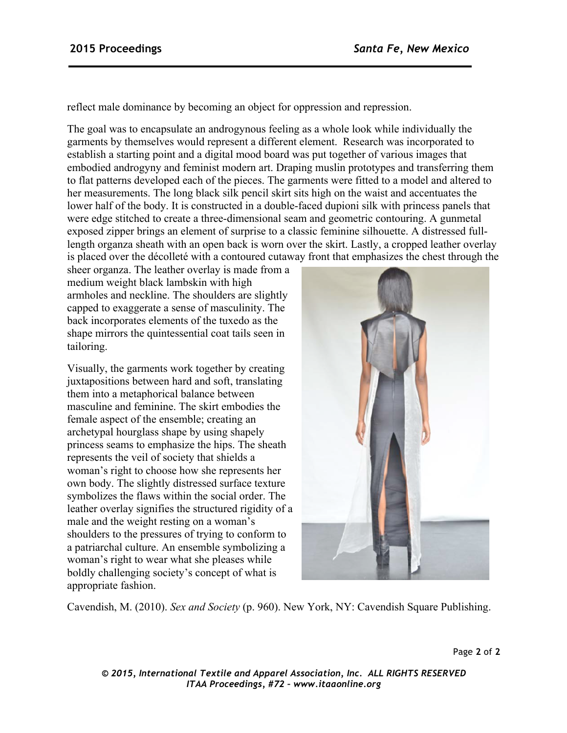reflect male dominance by becoming an object for oppression and repression.

The goal was to encapsulate an androgynous feeling as a whole look while individually the garments by themselves would represent a different element. Research was incorporated to establish a starting point and a digital mood board was put together of various images that embodied androgyny and feminist modern art. Draping muslin prototypes and transferring them to flat patterns developed each of the pieces. The garments were fitted to a model and altered to her measurements. The long black silk pencil skirt sits high on the waist and accentuates the lower half of the body. It is constructed in a double-faced dupioni silk with princess panels that were edge stitched to create a three-dimensional seam and geometric contouring. A gunmetal exposed zipper brings an element of surprise to a classic feminine silhouette. A distressed full-length organza sheath with an open back is worn over the skirt. Lastly, a cropped leather overlay is placed over the décolleté with a contoured cutaway front that emphasizes the chest through the sheer organza. The leather overlay is made from a medium weight black lambskin with high armholes and neckline. The shoulders are slightly capped to exaggerate a sense of masculinity. The back incorporates elements of the tuxedo as the shape mirrors the quintessential coat tails seen in tailoring.

Visually, the garments work together by creating juxtapositions between hard and soft, translating them into a metaphorical balance between masculine and feminine. The skirt embodies the female aspect of the ensemble; creating an archetypal hourglass shape by using shapely princess seams to emphasize the hips. The sheath represents the veil of society that shields a woman's right to choose how she represents her own body. The slightly distressed surface texture symbolizes the flaws within the social order. The leather overlay signifies the structured rigidity of a male and the weight resting on a woman's shoulders to the pressures of trying to conform to a patriarchal culture. An ensemble symbolizing a woman's right to wear what she pleases while boldly challenging society's concept of what is appropriate fashion.

Cavendish, M. (2010). *Sex and Society* (p. 960). New York, NY: Cavendish Square Publishing.